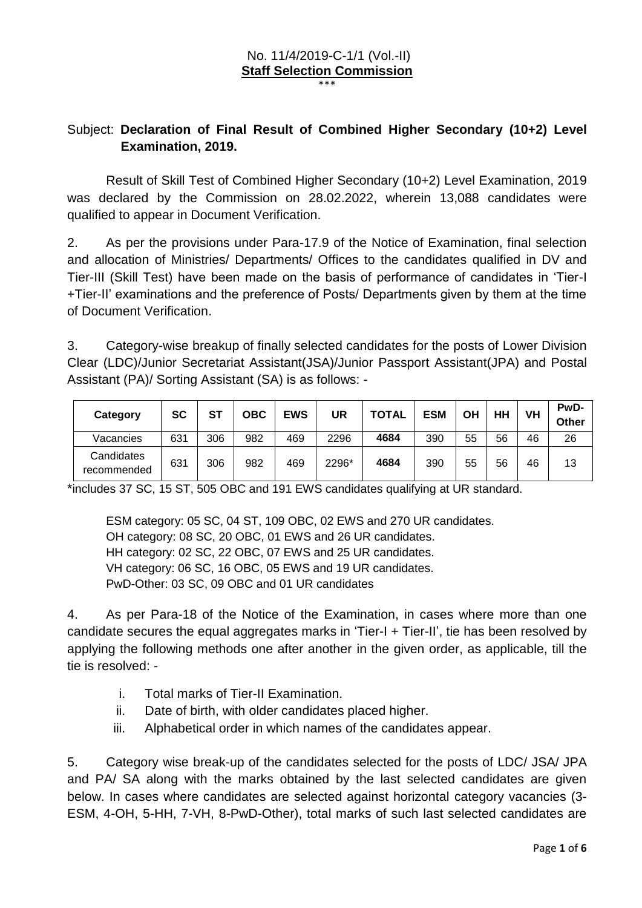No. 11/4/2019-C-1/1 (Vol.-II)

**Staff Selection Commission**

\*\*\*

Subject: **Declaration of Final Result of Combined Higher Secondary (10+2) Level Examination, 2019.**

Result of Skill Test of Combined Higher Secondary (10+2) Level Examination, 2019 was declared by the Commission on 28.02.2022, wherein 13,088 candidates were qualified to appear in Document Verification.

2. As per the provisions under Para-17.9 of the Notice of Examination, final selection and allocation of Ministries/ Departments/ Offices to the candidates qualified in DV and Tier-III (Skill Test) have been made on the basis of performance of candidates in 'Tier-I +Tier-II' examinations and the preference of Posts/ Departments given by them at the time of Document Verification.

3. Category-wise breakup of finally selected candidates for the posts of Lower Division Clear (LDC)/Junior Secretariat Assistant(JSA)/Junior Passport Assistant(JPA) and Postal Assistant (PA)/ Sorting Assistant (SA) is as follows: -

| Category | SC | ST | OBC | EWS | UR | TOTAL | ESM | OH | HH | VH | PwD-Other |
|---|---|---|---|---|---|---|---|---|---|---|---|
| Vacancies | 631 | 306 | 982 | 469 | 2296 | **4684** | 390 | 55 | 56 | 46 | 26 |
| Candidates recommended | 631 | 306 | 982 | 469 | 2296* | **4684** | 390 | 55 | 56 | 46 | 13 |

*includes 37 SC, 15 ST, 505 OBC and 191 EWS candidates qualifying at UR standard.

ESM category: 05 SC, 04 ST, 109 OBC, 02 EWS and 270 UR candidates.
OH category: 08 SC, 20 OBC, 01 EWS and 26 UR candidates.
HH category: 02 SC, 22 OBC, 07 EWS and 25 UR candidates.
VH category: 06 SC, 16 OBC, 05 EWS and 19 UR candidates.
PwD-Other: 03 SC, 09 OBC and 01 UR candidates

4. As per Para-18 of the Notice of the Examination, in cases where more than one candidate secures the equal aggregates marks in 'Tier-I + Tier-II', tie has been resolved by applying the following methods one after another in the given order, as applicable, till the tie is resolved: -

i. Total marks of Tier-II Examination.
ii. Date of birth, with older candidates placed higher.
iii. Alphabetical order in which names of the candidates appear.

5. Category wise break-up of the candidates selected for the posts of LDC/ JSA/ JPA and PA/ SA along with the marks obtained by the last selected candidates are given below. In cases where candidates are selected against horizontal category vacancies (3-ESM, 4-OH, 5-HH, 7-VH, 8-PwD-Other), total marks of such last selected candidates are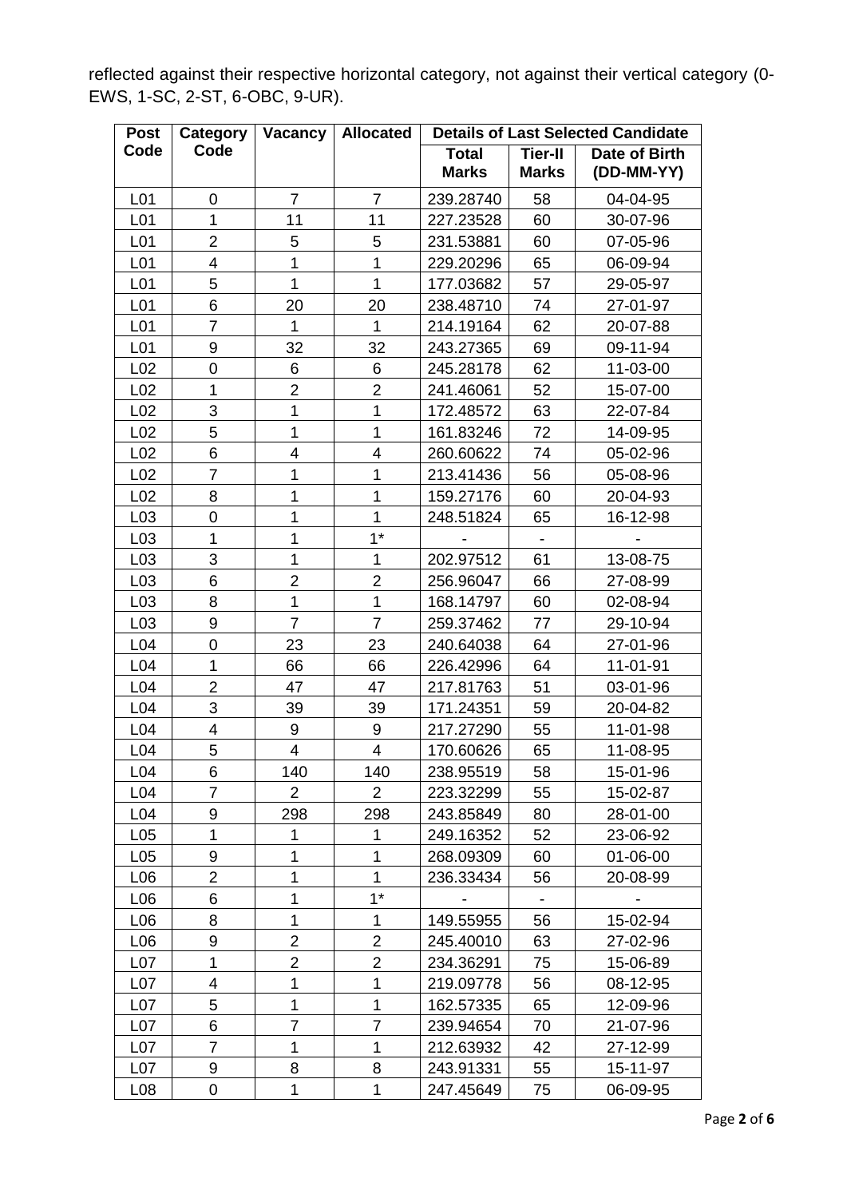reflected against their respective horizontal category, not against their vertical category (0-EWS, 1-SC, 2-ST, 6-OBC, 9-UR).

| Post Code | Category Code | Vacancy | Allocated | Details of Last Selected Candidate | | |
|---|---|---|---|---|---|---|
| | | | | Total Marks | Tier-II Marks | Date of Birth (DD-MM-YY) |
| L01 | 0 | 7 | 7 | 239.28740 | 58 | 04-04-95 |
| L01 | 1 | 11 | 11 | 227.23528 | 60 | 30-07-96 |
| L01 | 2 | 5 | 5 | 231.53881 | 60 | 07-05-96 |
| L01 | 4 | 1 | 1 | 229.20296 | 65 | 06-09-94 |
| L01 | 5 | 1 | 1 | 177.03682 | 57 | 29-05-97 |
| L01 | 6 | 20 | 20 | 238.48710 | 74 | 27-01-97 |
| L01 | 7 | 1 | 1 | 214.19164 | 62 | 20-07-88 |
| L01 | 9 | 32 | 32 | 243.27365 | 69 | 09-11-94 |
| L02 | 0 | 6 | 6 | 245.28178 | 62 | 11-03-00 |
| L02 | 1 | 2 | 2 | 241.46061 | 52 | 15-07-00 |
| L02 | 3 | 1 | 1 | 172.48572 | 63 | 22-07-84 |
| L02 | 5 | 1 | 1 | 161.83246 | 72 | 14-09-95 |
| L02 | 6 | 4 | 4 | 260.60622 | 74 | 05-02-96 |
| L02 | 7 | 1 | 1 | 213.41436 | 56 | 05-08-96 |
| L02 | 8 | 1 | 1 | 159.27176 | 60 | 20-04-93 |
| L03 | 0 | 1 | 1 | 248.51824 | 65 | 16-12-98 |
| L03 | 1 | 1 | 1* | - | - | - |
| L03 | 3 | 1 | 1 | 202.97512 | 61 | 13-08-75 |
| L03 | 6 | 2 | 2 | 256.96047 | 66 | 27-08-99 |
| L03 | 8 | 1 | 1 | 168.14797 | 60 | 02-08-94 |
| L03 | 9 | 7 | 7 | 259.37462 | 77 | 29-10-94 |
| L04 | 0 | 23 | 23 | 240.64038 | 64 | 27-01-96 |
| L04 | 1 | 66 | 66 | 226.42996 | 64 | 11-01-91 |
| L04 | 2 | 47 | 47 | 217.81763 | 51 | 03-01-96 |
| L04 | 3 | 39 | 39 | 171.24351 | 59 | 20-04-82 |
| L04 | 4 | 9 | 9 | 217.27290 | 55 | 11-01-98 |
| L04 | 5 | 4 | 4 | 170.60626 | 65 | 11-08-95 |
| L04 | 6 | 140 | 140 | 238.95519 | 58 | 15-01-96 |
| L04 | 7 | 2 | 2 | 223.32299 | 55 | 15-02-87 |
| L04 | 9 | 298 | 298 | 243.85849 | 80 | 28-01-00 |
| L05 | 1 | 1 | 1 | 249.16352 | 52 | 23-06-92 |
| L05 | 9 | 1 | 1 | 268.09309 | 60 | 01-06-00 |
| L06 | 2 | 1 | 1 | 236.33434 | 56 | 20-08-99 |
| L06 | 6 | 1 | 1* | - | - | - |
| L06 | 8 | 1 | 1 | 149.55955 | 56 | 15-02-94 |
| L06 | 9 | 2 | 2 | 245.40010 | 63 | 27-02-96 |
| L07 | 1 | 2 | 2 | 234.36291 | 75 | 15-06-89 |
| L07 | 4 | 1 | 1 | 219.09778 | 56 | 08-12-95 |
| L07 | 5 | 1 | 1 | 162.57335 | 65 | 12-09-96 |
| L07 | 6 | 7 | 7 | 239.94654 | 70 | 21-07-96 |
| L07 | 7 | 1 | 1 | 212.63932 | 42 | 27-12-99 |
| L07 | 9 | 8 | 8 | 243.91331 | 55 | 15-11-97 |
| L08 | 0 | 1 | 1 | 247.45649 | 75 | 06-09-95 |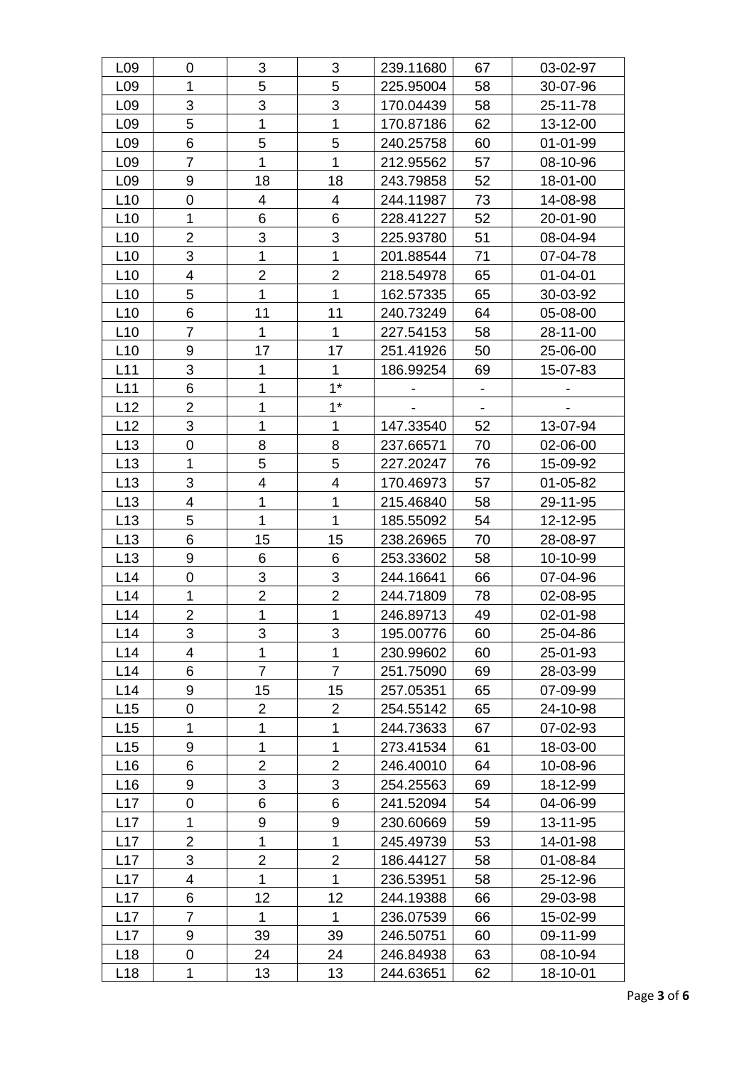| | | | | | | |
|---|---|---|---|---|---|---|
| L09 | 0 | 3 | 3 | 239.11680 | 67 | 03-02-97 |
| L09 | 1 | 5 | 5 | 225.95004 | 58 | 30-07-96 |
| L09 | 3 | 3 | 3 | 170.04439 | 58 | 25-11-78 |
| L09 | 5 | 1 | 1 | 170.87186 | 62 | 13-12-00 |
| L09 | 6 | 5 | 5 | 240.25758 | 60 | 01-01-99 |
| L09 | 7 | 1 | 1 | 212.95562 | 57 | 08-10-96 |
| L09 | 9 | 18 | 18 | 243.79858 | 52 | 18-01-00 |
| L10 | 0 | 4 | 4 | 244.11987 | 73 | 14-08-98 |
| L10 | 1 | 6 | 6 | 228.41227 | 52 | 20-01-90 |
| L10 | 2 | 3 | 3 | 225.93780 | 51 | 08-04-94 |
| L10 | 3 | 1 | 1 | 201.88544 | 71 | 07-04-78 |
| L10 | 4 | 2 | 2 | 218.54978 | 65 | 01-04-01 |
| L10 | 5 | 1 | 1 | 162.57335 | 65 | 30-03-92 |
| L10 | 6 | 11 | 11 | 240.73249 | 64 | 05-08-00 |
| L10 | 7 | 1 | 1 | 227.54153 | 58 | 28-11-00 |
| L10 | 9 | 17 | 17 | 251.41926 | 50 | 25-06-00 |
| L11 | 3 | 1 | 1 | 186.99254 | 69 | 15-07-83 |
| L11 | 6 | 1 | 1* | - | - | - |
| L12 | 2 | 1 | 1* | - | - | - |
| L12 | 3 | 1 | 1 | 147.33540 | 52 | 13-07-94 |
| L13 | 0 | 8 | 8 | 237.66571 | 70 | 02-06-00 |
| L13 | 1 | 5 | 5 | 227.20247 | 76 | 15-09-92 |
| L13 | 3 | 4 | 4 | 170.46973 | 57 | 01-05-82 |
| L13 | 4 | 1 | 1 | 215.46840 | 58 | 29-11-95 |
| L13 | 5 | 1 | 1 | 185.55092 | 54 | 12-12-95 |
| L13 | 6 | 15 | 15 | 238.26965 | 70 | 28-08-97 |
| L13 | 9 | 6 | 6 | 253.33602 | 58 | 10-10-99 |
| L14 | 0 | 3 | 3 | 244.16641 | 66 | 07-04-96 |
| L14 | 1 | 2 | 2 | 244.71809 | 78 | 02-08-95 |
| L14 | 2 | 1 | 1 | 246.89713 | 49 | 02-01-98 |
| L14 | 3 | 3 | 3 | 195.00776 | 60 | 25-04-86 |
| L14 | 4 | 1 | 1 | 230.99602 | 60 | 25-01-93 |
| L14 | 6 | 7 | 7 | 251.75090 | 69 | 28-03-99 |
| L14 | 9 | 15 | 15 | 257.05351 | 65 | 07-09-99 |
| L15 | 0 | 2 | 2 | 254.55142 | 65 | 24-10-98 |
| L15 | 1 | 1 | 1 | 244.73633 | 67 | 07-02-93 |
| L15 | 9 | 1 | 1 | 273.41534 | 61 | 18-03-00 |
| L16 | 6 | 2 | 2 | 246.40010 | 64 | 10-08-96 |
| L16 | 9 | 3 | 3 | 254.25563 | 69 | 18-12-99 |
| L17 | 0 | 6 | 6 | 241.52094 | 54 | 04-06-99 |
| L17 | 1 | 9 | 9 | 230.60669 | 59 | 13-11-95 |
| L17 | 2 | 1 | 1 | 245.49739 | 53 | 14-01-98 |
| L17 | 3 | 2 | 2 | 186.44127 | 58 | 01-08-84 |
| L17 | 4 | 1 | 1 | 236.53951 | 58 | 25-12-96 |
| L17 | 6 | 12 | 12 | 244.19388 | 66 | 29-03-98 |
| L17 | 7 | 1 | 1 | 236.07539 | 66 | 15-02-99 |
| L17 | 9 | 39 | 39 | 246.50751 | 60 | 09-11-99 |
| L18 | 0 | 24 | 24 | 246.84938 | 63 | 08-10-94 |
| L18 | 1 | 13 | 13 | 244.63651 | 62 | 18-10-01 |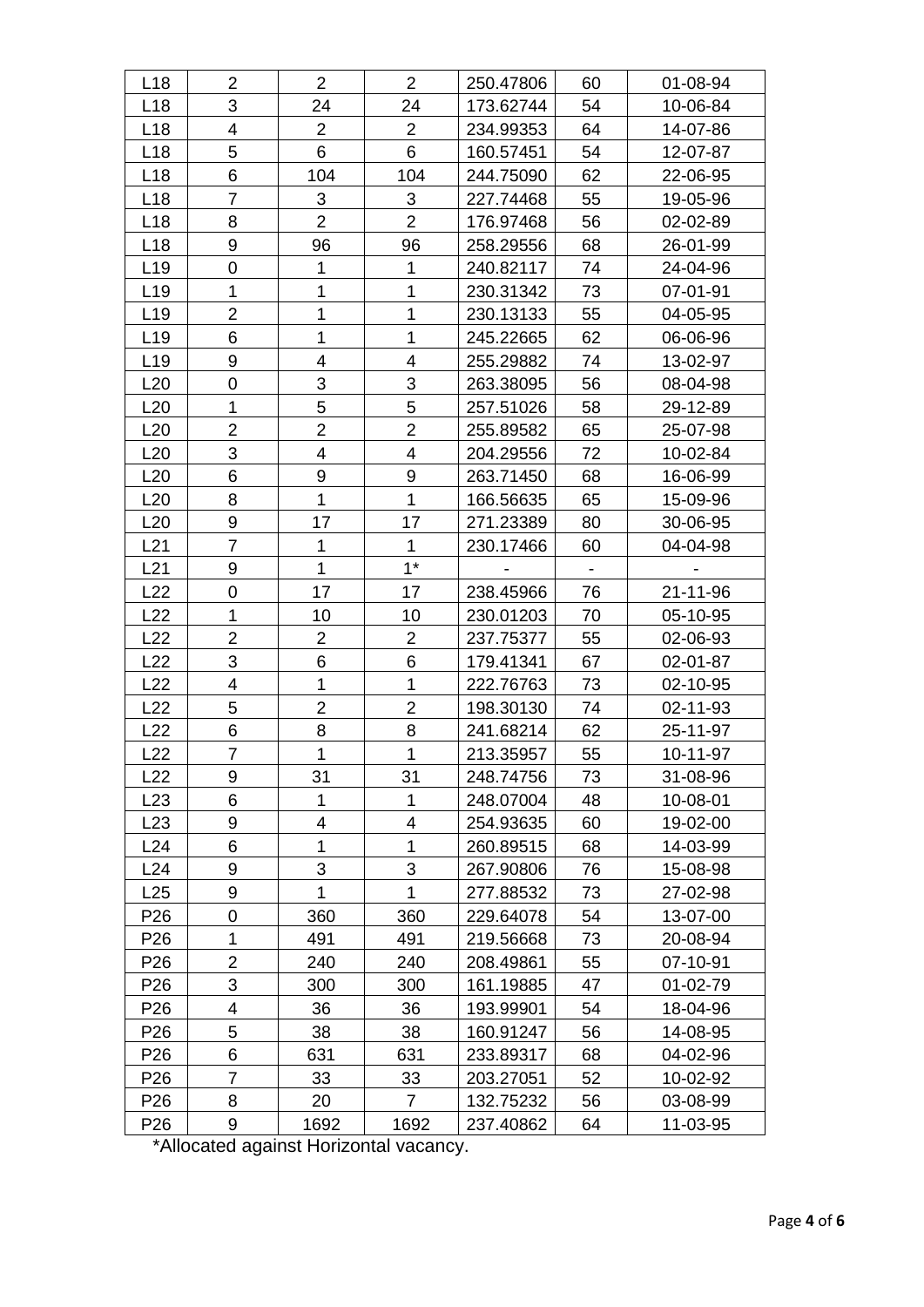| | | | | | | |
|---|---|---|---|---|---|---|
| L18 | 2 | 2 | 2 | 250.47806 | 60 | 01-08-94 |
| L18 | 3 | 24 | 24 | 173.62744 | 54 | 10-06-84 |
| L18 | 4 | 2 | 2 | 234.99353 | 64 | 14-07-86 |
| L18 | 5 | 6 | 6 | 160.57451 | 54 | 12-07-87 |
| L18 | 6 | 104 | 104 | 244.75090 | 62 | 22-06-95 |
| L18 | 7 | 3 | 3 | 227.74468 | 55 | 19-05-96 |
| L18 | 8 | 2 | 2 | 176.97468 | 56 | 02-02-89 |
| L18 | 9 | 96 | 96 | 258.29556 | 68 | 26-01-99 |
| L19 | 0 | 1 | 1 | 240.82117 | 74 | 24-04-96 |
| L19 | 1 | 1 | 1 | 230.31342 | 73 | 07-01-91 |
| L19 | 2 | 1 | 1 | 230.13133 | 55 | 04-05-95 |
| L19 | 6 | 1 | 1 | 245.22665 | 62 | 06-06-96 |
| L19 | 9 | 4 | 4 | 255.29882 | 74 | 13-02-97 |
| L20 | 0 | 3 | 3 | 263.38095 | 56 | 08-04-98 |
| L20 | 1 | 5 | 5 | 257.51026 | 58 | 29-12-89 |
| L20 | 2 | 2 | 2 | 255.89582 | 65 | 25-07-98 |
| L20 | 3 | 4 | 4 | 204.29556 | 72 | 10-02-84 |
| L20 | 6 | 9 | 9 | 263.71450 | 68 | 16-06-99 |
| L20 | 8 | 1 | 1 | 166.56635 | 65 | 15-09-96 |
| L20 | 9 | 17 | 17 | 271.23389 | 80 | 30-06-95 |
| L21 | 7 | 1 | 1 | 230.17466 | 60 | 04-04-98 |
| L21 | 9 | 1 | 1* | - | - | - |
| L22 | 0 | 17 | 17 | 238.45966 | 76 | 21-11-96 |
| L22 | 1 | 10 | 10 | 230.01203 | 70 | 05-10-95 |
| L22 | 2 | 2 | 2 | 237.75377 | 55 | 02-06-93 |
| L22 | 3 | 6 | 6 | 179.41341 | 67 | 02-01-87 |
| L22 | 4 | 1 | 1 | 222.76763 | 73 | 02-10-95 |
| L22 | 5 | 2 | 2 | 198.30130 | 74 | 02-11-93 |
| L22 | 6 | 8 | 8 | 241.68214 | 62 | 25-11-97 |
| L22 | 7 | 1 | 1 | 213.35957 | 55 | 10-11-97 |
| L22 | 9 | 31 | 31 | 248.74756 | 73 | 31-08-96 |
| L23 | 6 | 1 | 1 | 248.07004 | 48 | 10-08-01 |
| L23 | 9 | 4 | 4 | 254.93635 | 60 | 19-02-00 |
| L24 | 6 | 1 | 1 | 260.89515 | 68 | 14-03-99 |
| L24 | 9 | 3 | 3 | 267.90806 | 76 | 15-08-98 |
| L25 | 9 | 1 | 1 | 277.88532 | 73 | 27-02-98 |
| P26 | 0 | 360 | 360 | 229.64078 | 54 | 13-07-00 |
| P26 | 1 | 491 | 491 | 219.56668 | 73 | 20-08-94 |
| P26 | 2 | 240 | 240 | 208.49861 | 55 | 07-10-91 |
| P26 | 3 | 300 | 300 | 161.19885 | 47 | 01-02-79 |
| P26 | 4 | 36 | 36 | 193.99901 | 54 | 18-04-96 |
| P26 | 5 | 38 | 38 | 160.91247 | 56 | 14-08-95 |
| P26 | 6 | 631 | 631 | 233.89317 | 68 | 04-02-96 |
| P26 | 7 | 33 | 33 | 203.27051 | 52 | 10-02-92 |
| P26 | 8 | 20 | 7 | 132.75232 | 56 | 03-08-99 |
| P26 | 9 | 1692 | 1692 | 237.40862 | 64 | 11-03-95 |

*Allocated against Horizontal vacancy.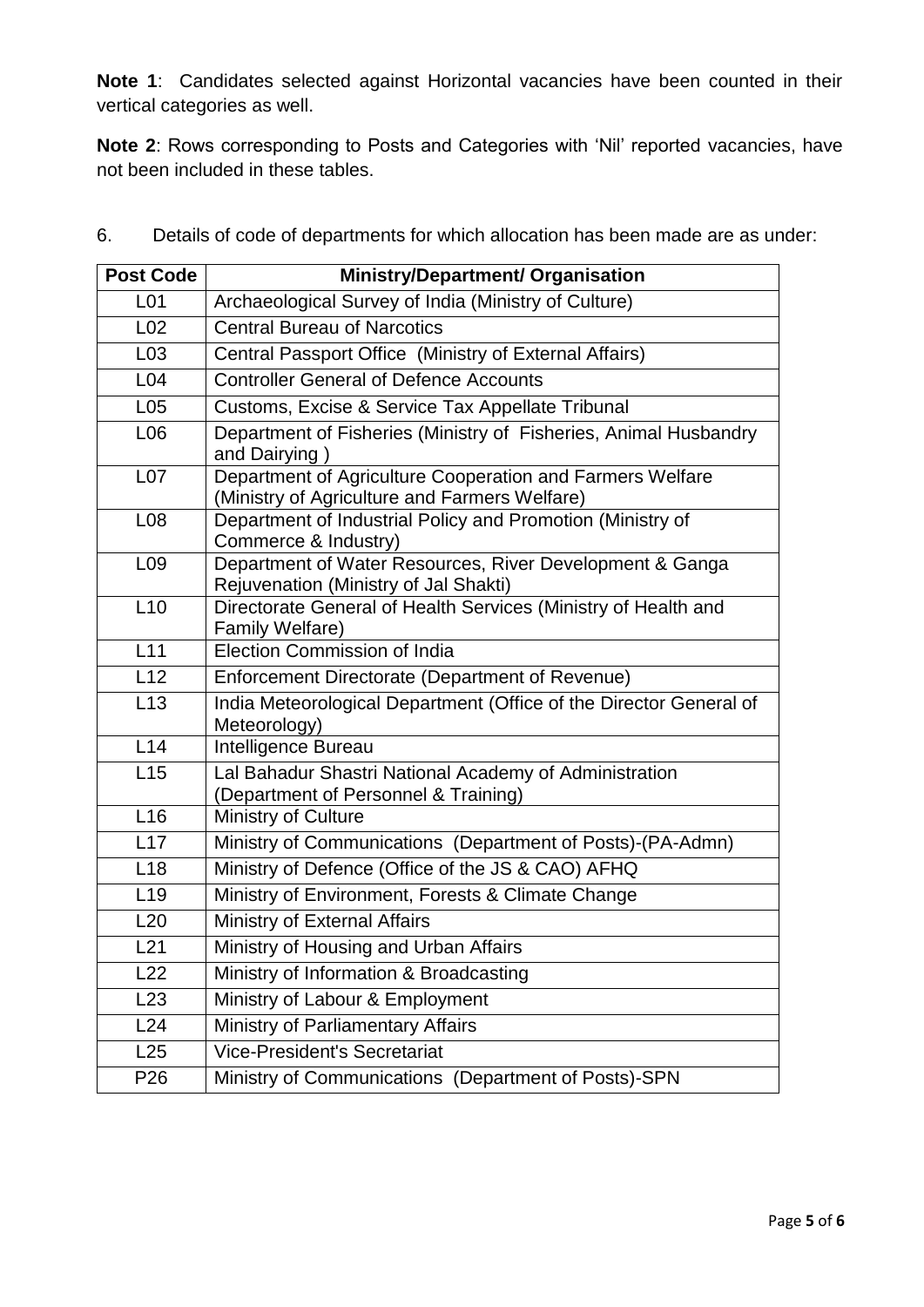**Note 1**: Candidates selected against Horizontal vacancies have been counted in their vertical categories as well.

**Note 2**: Rows corresponding to Posts and Categories with 'Nil' reported vacancies, have not been included in these tables.

6. Details of code of departments for which allocation has been made are as under:

| Post Code | Ministry/Department/ Organisation |
|---|---|
| L01 | Archaeological Survey of India (Ministry of Culture) |
| L02 | Central Bureau of Narcotics |
| L03 | Central Passport Office (Ministry of External Affairs) |
| L04 | Controller General of Defence Accounts |
| L05 | Customs, Excise & Service Tax Appellate Tribunal |
| L06 | Department of Fisheries (Ministry of Fisheries, Animal Husbandry and Dairying ) |
| L07 | Department of Agriculture Cooperation and Farmers Welfare (Ministry of Agriculture and Farmers Welfare) |
| L08 | Department of Industrial Policy and Promotion (Ministry of Commerce & Industry) |
| L09 | Department of Water Resources, River Development & Ganga Rejuvenation (Ministry of Jal Shakti) |
| L10 | Directorate General of Health Services (Ministry of Health and Family Welfare) |
| L11 | Election Commission of India |
| L12 | Enforcement Directorate (Department of Revenue) |
| L13 | India Meteorological Department (Office of the Director General of Meteorology) |
| L14 | Intelligence Bureau |
| L15 | Lal Bahadur Shastri National Academy of Administration (Department of Personnel & Training) |
| L16 | Ministry of Culture |
| L17 | Ministry of Communications (Department of Posts)-(PA-Admn) |
| L18 | Ministry of Defence (Office of the JS & CAO) AFHQ |
| L19 | Ministry of Environment, Forests & Climate Change |
| L20 | Ministry of External Affairs |
| L21 | Ministry of Housing and Urban Affairs |
| L22 | Ministry of Information & Broadcasting |
| L23 | Ministry of Labour & Employment |
| L24 | Ministry of Parliamentary Affairs |
| L25 | Vice-President's Secretariat |
| P26 | Ministry of Communications (Department of Posts)-SPN |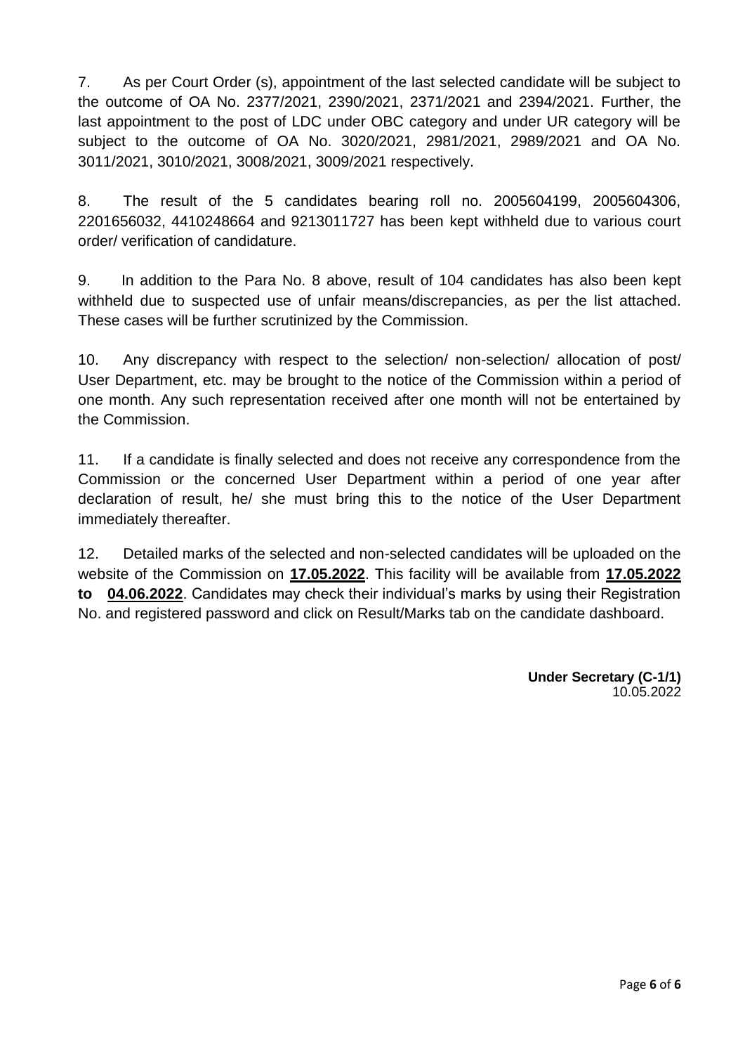7. As per Court Order (s), appointment of the last selected candidate will be subject to the outcome of OA No. 2377/2021, 2390/2021, 2371/2021 and 2394/2021. Further, the last appointment to the post of LDC under OBC category and under UR category will be subject to the outcome of OA No. 3020/2021, 2981/2021, 2989/2021 and OA No. 3011/2021, 3010/2021, 3008/2021, 3009/2021 respectively.

8. The result of the 5 candidates bearing roll no. 2005604199, 2005604306, 2201656032, 4410248664 and 9213011727 has been kept withheld due to various court order/ verification of candidature.

9. In addition to the Para No. 8 above, result of 104 candidates has also been kept withheld due to suspected use of unfair means/discrepancies, as per the list attached. These cases will be further scrutinized by the Commission.

10. Any discrepancy with respect to the selection/ non-selection/ allocation of post/ User Department, etc. may be brought to the notice of the Commission within a period of one month. Any such representation received after one month will not be entertained by the Commission.

11. If a candidate is finally selected and does not receive any correspondence from the Commission or the concerned User Department within a period of one year after declaration of result, he/ she must bring this to the notice of the User Department immediately thereafter.

12. Detailed marks of the selected and non-selected candidates will be uploaded on the website of the Commission on **17.05.2022**. This facility will be available from **17.05.2022 to 04.06.2022**. Candidates may check their individual's marks by using their Registration No. and registered password and click on Result/Marks tab on the candidate dashboard.

**Under Secretary (C-1/1)**
10.05.2022